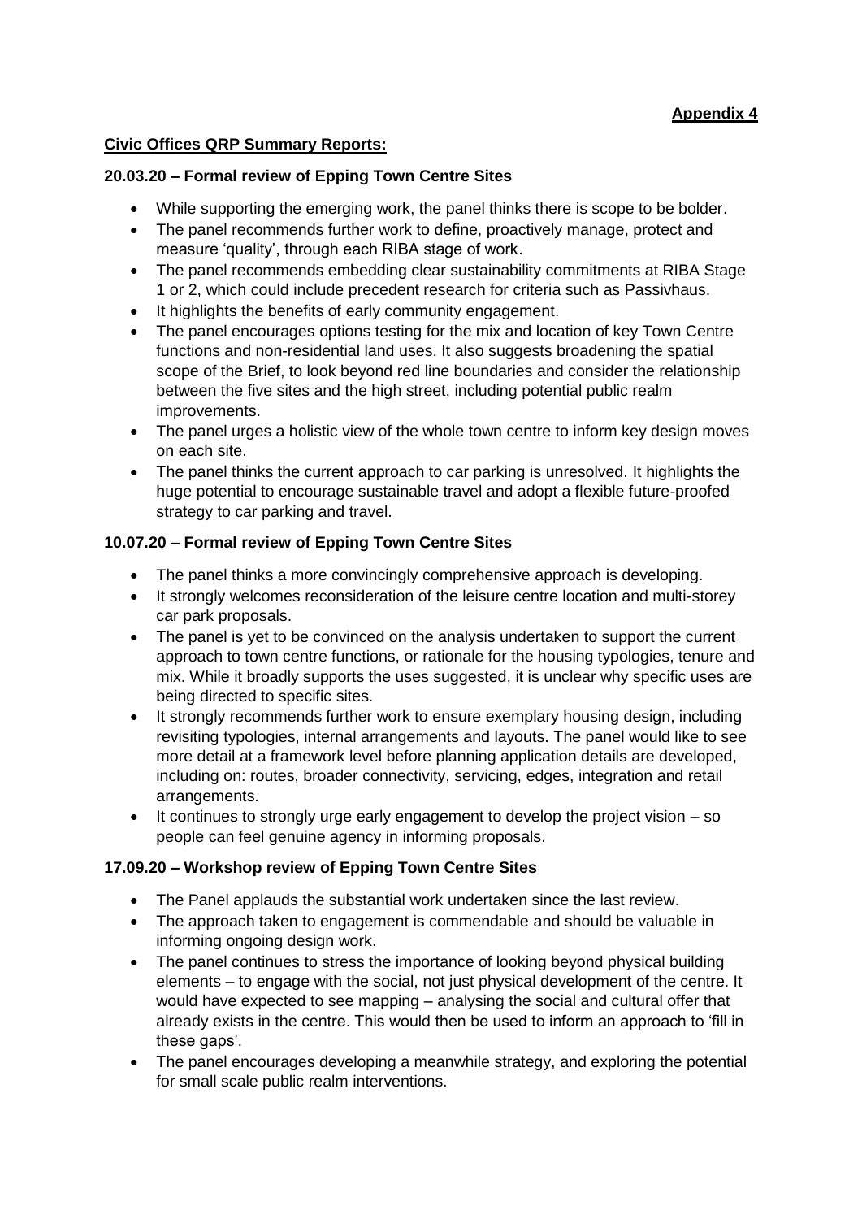**Appendix 4**

## **Civic Offices QRP Summary Reports:**

### 20.03.20 – Formal review of Epping Town Centre Sites

- While supporting the emerging work, the panel thinks there is scope to be bolder.
- The panel recommends further work to define, proactively manage, protect and measure 'quality', through each RIBA stage of work.
- The panel recommends embedding clear sustainability commitments at RIBA Stage 1 or 2, which could include precedent research for criteria such as Passivhaus.
- It highlights the benefits of early community engagement.
- The panel encourages options testing for the mix and location of key Town Centre functions and non-residential land uses. It also suggests broadening the spatial scope of the Brief, to look beyond red line boundaries and consider the relationship between the five sites and the high street, including potential public realm improvements.
- The panel urges a holistic view of the whole town centre to inform key design moves on each site.
- The panel thinks the current approach to car parking is unresolved. It highlights the huge potential to encourage sustainable travel and adopt a flexible future-proofed strategy to car parking and travel.

### 10.07.20 – Formal review of Epping Town Centre Sites

- The panel thinks a more convincingly comprehensive approach is developing.
- It strongly welcomes reconsideration of the leisure centre location and multi-storey car park proposals.
- The panel is yet to be convinced on the analysis undertaken to support the current approach to town centre functions, or rationale for the housing typologies, tenure and mix. While it broadly supports the uses suggested, it is unclear why specific uses are being directed to specific sites.
- It strongly recommends further work to ensure exemplary housing design, including revisiting typologies, internal arrangements and layouts. The panel would like to see more detail at a framework level before planning application details are developed, including on: routes, broader connectivity, servicing, edges, integration and retail arrangements.
- It continues to strongly urge early engagement to develop the project vision – so people can feel genuine agency in informing proposals.

### 17.09.20 – Workshop review of Epping Town Centre Sites

- The Panel applauds the substantial work undertaken since the last review.
- The approach taken to engagement is commendable and should be valuable in informing ongoing design work.
- The panel continues to stress the importance of looking beyond physical building elements – to engage with the social, not just physical development of the centre. It would have expected to see mapping – analysing the social and cultural offer that already exists in the centre. This would then be used to inform an approach to 'fill in these gaps'.
- The panel encourages developing a meanwhile strategy, and exploring the potential for small scale public realm interventions.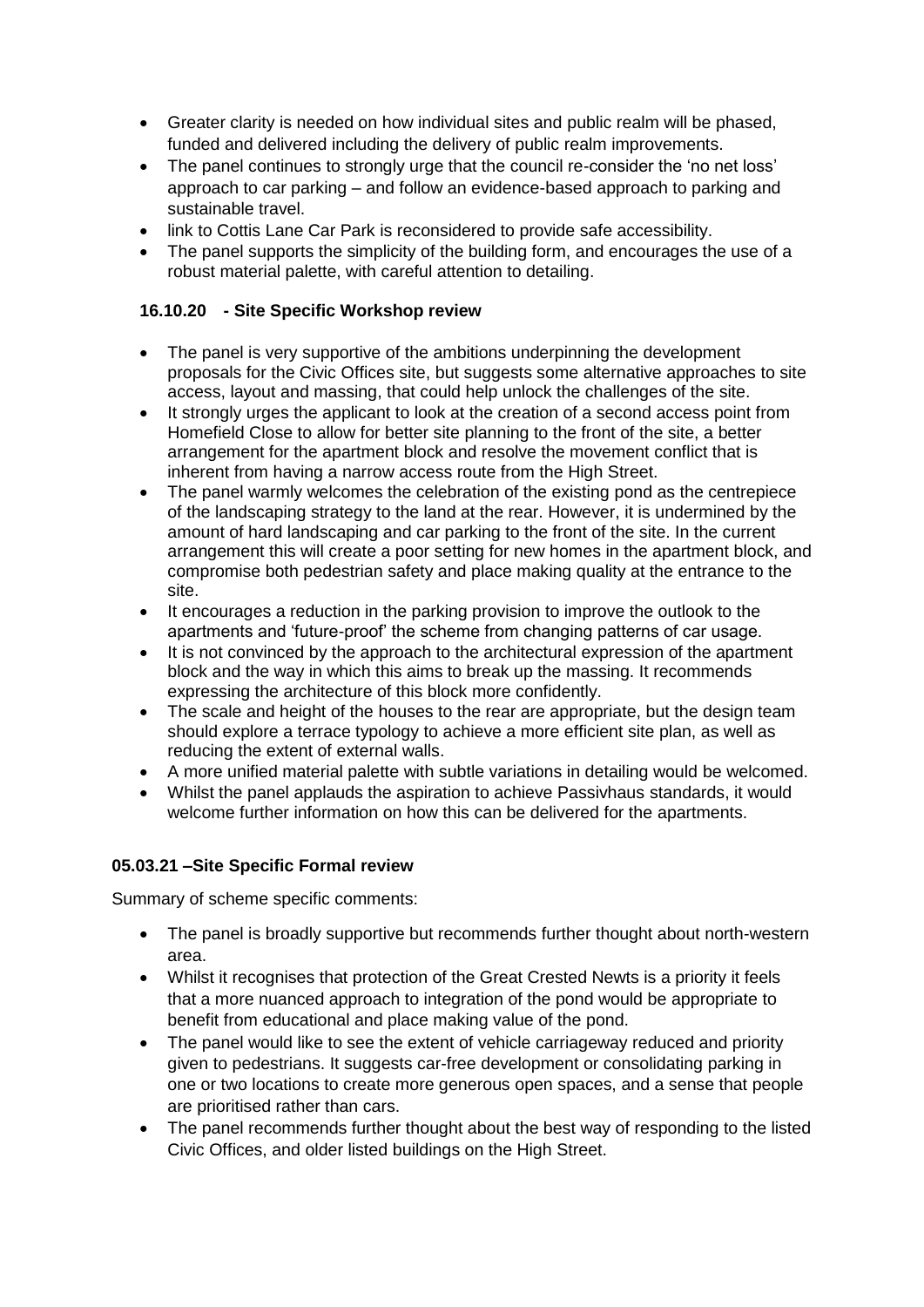- Greater clarity is needed on how individual sites and public realm will be phased, funded and delivered including the delivery of public realm improvements.
- The panel continues to strongly urge that the council re-consider the 'no net loss' approach to car parking – and follow an evidence-based approach to parking and sustainable travel.
- link to Cottis Lane Car Park is reconsidered to provide safe accessibility.
- The panel supports the simplicity of the building form, and encourages the use of a robust material palette, with careful attention to detailing.

### 16.10.20 - Site Specific Workshop review

- The panel is very supportive of the ambitions underpinning the development proposals for the Civic Offices site, but suggests some alternative approaches to site access, layout and massing, that could help unlock the challenges of the site.
- It strongly urges the applicant to look at the creation of a second access point from Homefield Close to allow for better site planning to the front of the site, a better arrangement for the apartment block and resolve the movement conflict that is inherent from having a narrow access route from the High Street.
- The panel warmly welcomes the celebration of the existing pond as the centrepiece of the landscaping strategy to the land at the rear. However, it is undermined by the amount of hard landscaping and car parking to the front of the site. In the current arrangement this will create a poor setting for new homes in the apartment block, and compromise both pedestrian safety and place making quality at the entrance to the site.
- It encourages a reduction in the parking provision to improve the outlook to the apartments and 'future-proof' the scheme from changing patterns of car usage.
- It is not convinced by the approach to the architectural expression of the apartment block and the way in which this aims to break up the massing. It recommends expressing the architecture of this block more confidently.
- The scale and height of the houses to the rear are appropriate, but the design team should explore a terrace typology to achieve a more efficient site plan, as well as reducing the extent of external walls.
- A more unified material palette with subtle variations in detailing would be welcomed.
- Whilst the panel applauds the aspiration to achieve Passivhaus standards, it would welcome further information on how this can be delivered for the apartments.

### 05.03.21 –Site Specific Formal review

Summary of scheme specific comments:

- The panel is broadly supportive but recommends further thought about north-western area.
- Whilst it recognises that protection of the Great Crested Newts is a priority it feels that a more nuanced approach to integration of the pond would be appropriate to benefit from educational and place making value of the pond.
- The panel would like to see the extent of vehicle carriageway reduced and priority given to pedestrians. It suggests car-free development or consolidating parking in one or two locations to create more generous open spaces, and a sense that people are prioritised rather than cars.
- The panel recommends further thought about the best way of responding to the listed Civic Offices, and older listed buildings on the High Street.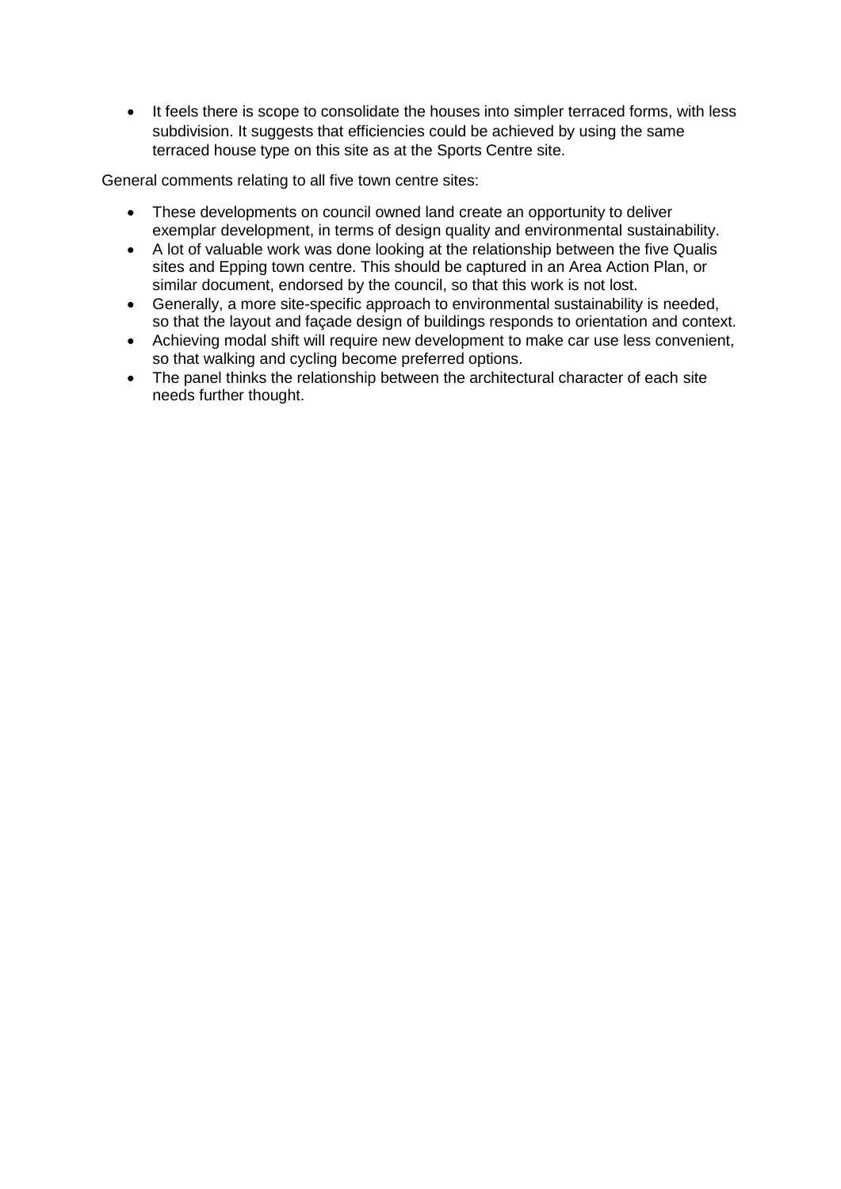- It feels there is scope to consolidate the houses into simpler terraced forms, with less subdivision. It suggests that efficiencies could be achieved by using the same terraced house type on this site as at the Sports Centre site.

General comments relating to all five town centre sites:

- These developments on council owned land create an opportunity to deliver exemplar development, in terms of design quality and environmental sustainability.
- A lot of valuable work was done looking at the relationship between the five Qualis sites and Epping town centre. This should be captured in an Area Action Plan, or similar document, endorsed by the council, so that this work is not lost.
- Generally, a more site-specific approach to environmental sustainability is needed, so that the layout and façade design of buildings responds to orientation and context.
- Achieving modal shift will require new development to make car use less convenient, so that walking and cycling become preferred options.
- The panel thinks the relationship between the architectural character of each site needs further thought.